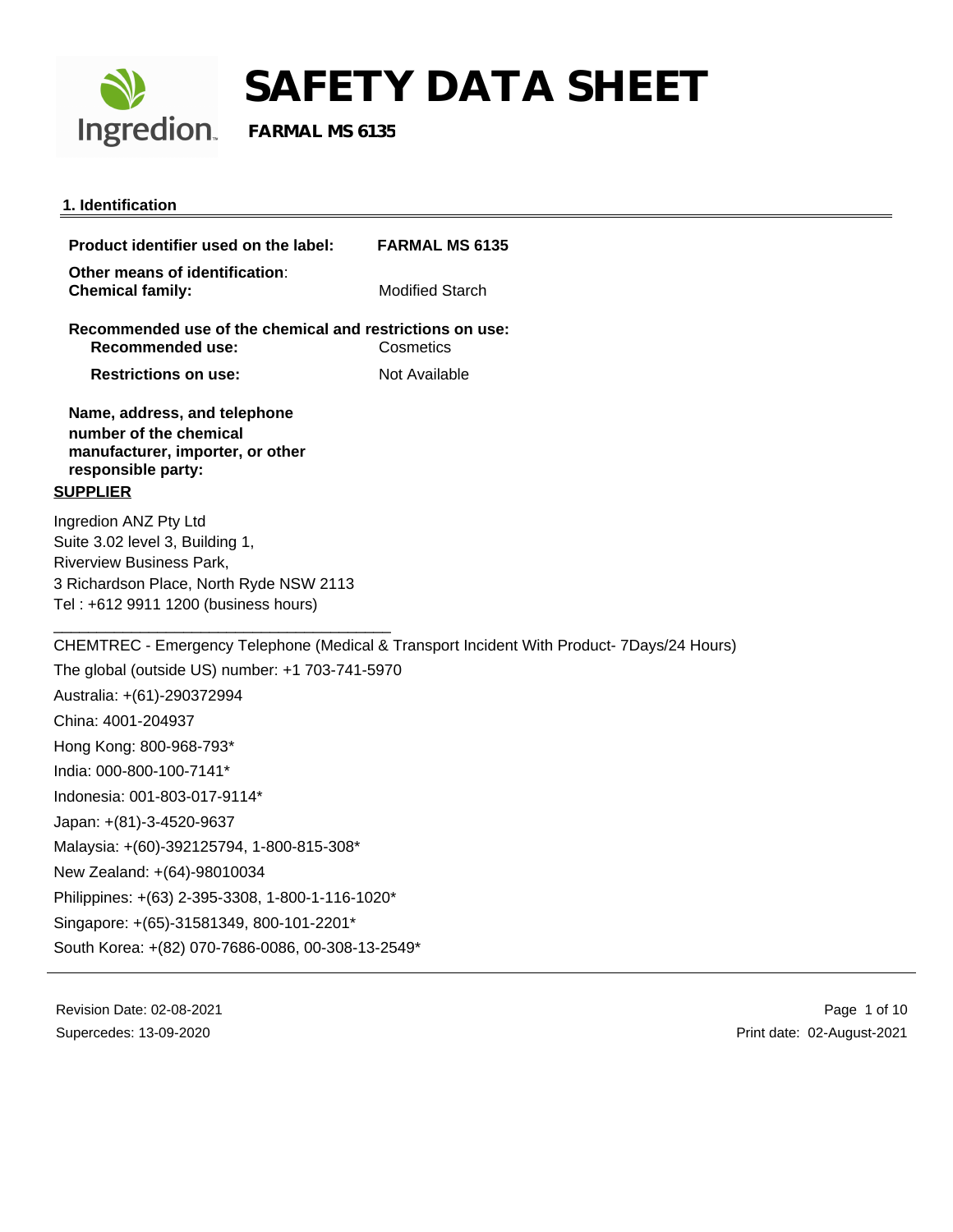# SAFETY DATA SHEET

**FARMAL MS 6135**

## 1. Identification

**Product identifier used on the label:** **FARMAL MS 6135**

**Other means of identification**:
**Chemical family:** Modified Starch

**Recommended use of the chemical and restrictions on use:**
**Recommended use:** Cosmetics

**Restrictions on use:** Not Available

**Name, address, and telephone number of the chemical manufacturer, importer, or other responsible party:**

**SUPPLIER**

Ingredion ANZ Pty Ltd
Suite 3.02 level 3, Building 1,
Riverview Business Park,
3 Richardson Place, North Ryde NSW 2113
Tel : +612 9911 1200 (business hours)

CHEMTREC - Emergency Telephone (Medical & Transport Incident With Product- 7Days/24 Hours)

The global (outside US) number: +1 703-741-5970

Australia: +(61)-290372994

China: 4001-204937

Hong Kong: 800-968-793*

India: 000-800-100-7141*

Indonesia: 001-803-017-9114*

Japan: +(81)-3-4520-9637

Malaysia: +(60)-392125794, 1-800-815-308*

New Zealand: +(64)-98010034

Philippines: +(63) 2-395-3308, 1-800-1-116-1020*

Singapore: +(65)-31581349, 800-101-2201*

South Korea: +(82) 070-7686-0086, 00-308-13-2549*

Revision Date: 02-08-2021
Supercedes: 13-09-2020

Print date: 02-August-2021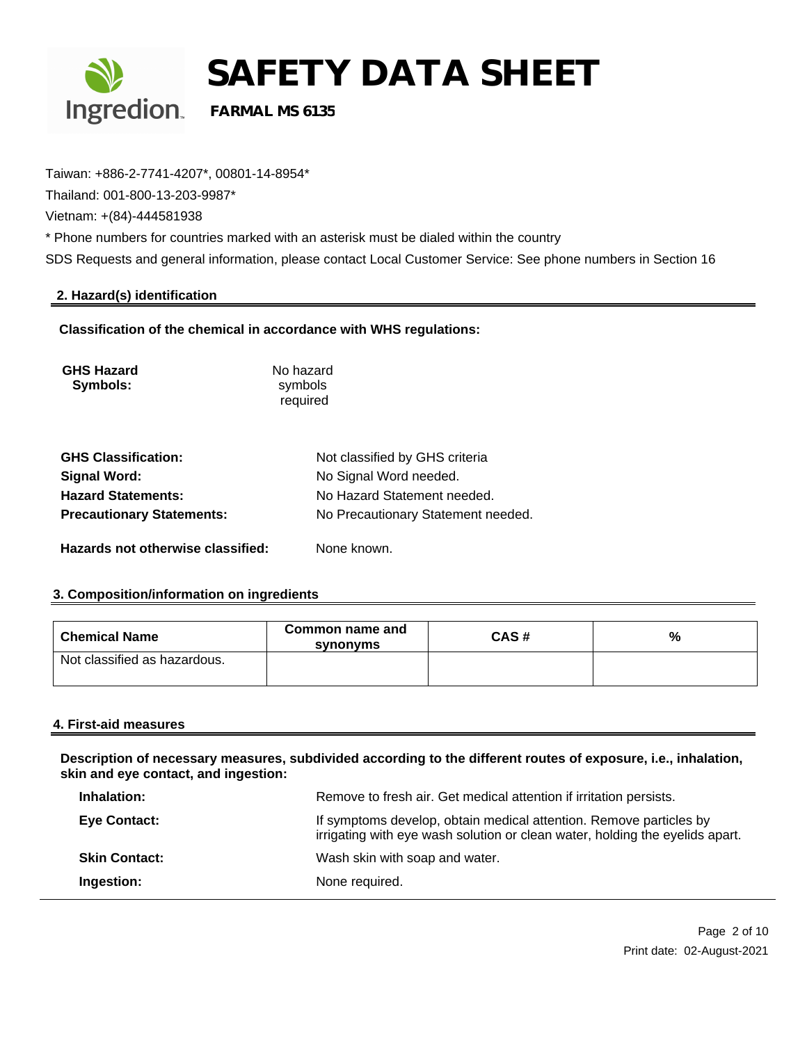Taiwan: +886-2-7741-4207*, 00801-14-8954*

Thailand: 001-800-13-203-9987*

Vietnam: +(84)-444581938

* Phone numbers for countries marked with an asterisk must be dialed within the country

SDS Requests and general information, please contact Local Customer Service: See phone numbers in Section 16

## 2. Hazard(s) identification

**Classification of the chemical in accordance with WHS regulations:**

**GHS Hazard Symbols:** No hazard symbols required

**GHS Classification:** Not classified by GHS criteria

**Signal Word:** No Signal Word needed.

**Hazard Statements:** No Hazard Statement needed.

**Precautionary Statements:** No Precautionary Statement needed.

**Hazards not otherwise classified:** None known.

## 3. Composition/information on ingredients

| Chemical Name | Common name and synonyms | CAS # | % |
| --- | --- | --- | --- |
| Not classified as hazardous. | | | |

## 4. First-aid measures

**Description of necessary measures, subdivided according to the different routes of exposure, i.e., inhalation, skin and eye contact, and ingestion:**

**Inhalation:** Remove to fresh air. Get medical attention if irritation persists.

**Eye Contact:** If symptoms develop, obtain medical attention. Remove particles by irrigating with eye wash solution or clean water, holding the eyelids apart.

**Skin Contact:** Wash skin with soap and water.

**Ingestion:** None required.

Print date: 02-August-2021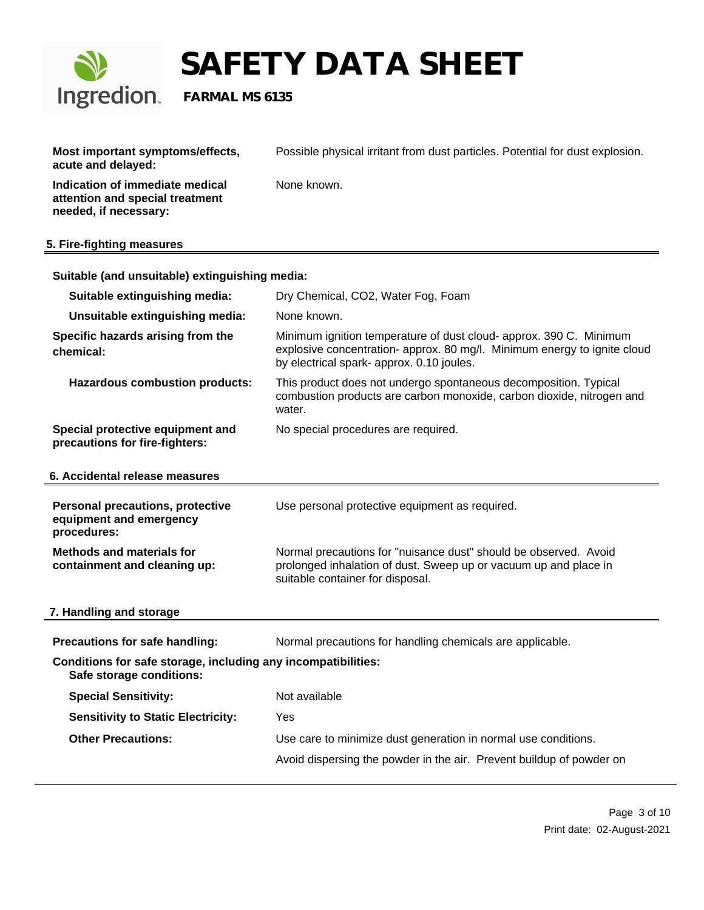**Most important symptoms/effects, acute and delayed:** Possible physical irritant from dust particles. Potential for dust explosion.

**Indication of immediate medical attention and special treatment needed, if necessary:** None known.

## 5. Fire-fighting measures

**Suitable (and unsuitable) extinguishing media:**

**Suitable extinguishing media:** Dry Chemical, $CO_2$, Water Fog, Foam

**Unsuitable extinguishing media:** None known.

**Specific hazards arising from the chemical:** Minimum ignition temperature of dust cloud- approx. 390 C. Minimum explosive concentration- approx. 80 mg/l. Minimum energy to ignite cloud by electrical spark- approx. 0.10 joules.

**Hazardous combustion products:** This product does not undergo spontaneous decomposition. Typical combustion products are carbon monoxide, carbon dioxide, nitrogen and water.

**Special protective equipment and precautions for fire-fighters:** No special procedures are required.

## 6. Accidental release measures

**Personal precautions, protective equipment and emergency procedures:** Use personal protective equipment as required.

**Methods and materials for containment and cleaning up:** Normal precautions for "nuisance dust" should be observed. Avoid prolonged inhalation of dust. Sweep up or vacuum up and place in suitable container for disposal.

## 7. Handling and storage

**Precautions for safe handling:** Normal precautions for handling chemicals are applicable.

**Conditions for safe storage, including any incompatibilities:**

**Safe storage conditions:**

**Special Sensitivity:** Not available

**Sensitivity to Static Electricity:** Yes

**Other Precautions:** Use care to minimize dust generation in normal use conditions.

Avoid dispersing the powder in the air. Prevent buildup of powder on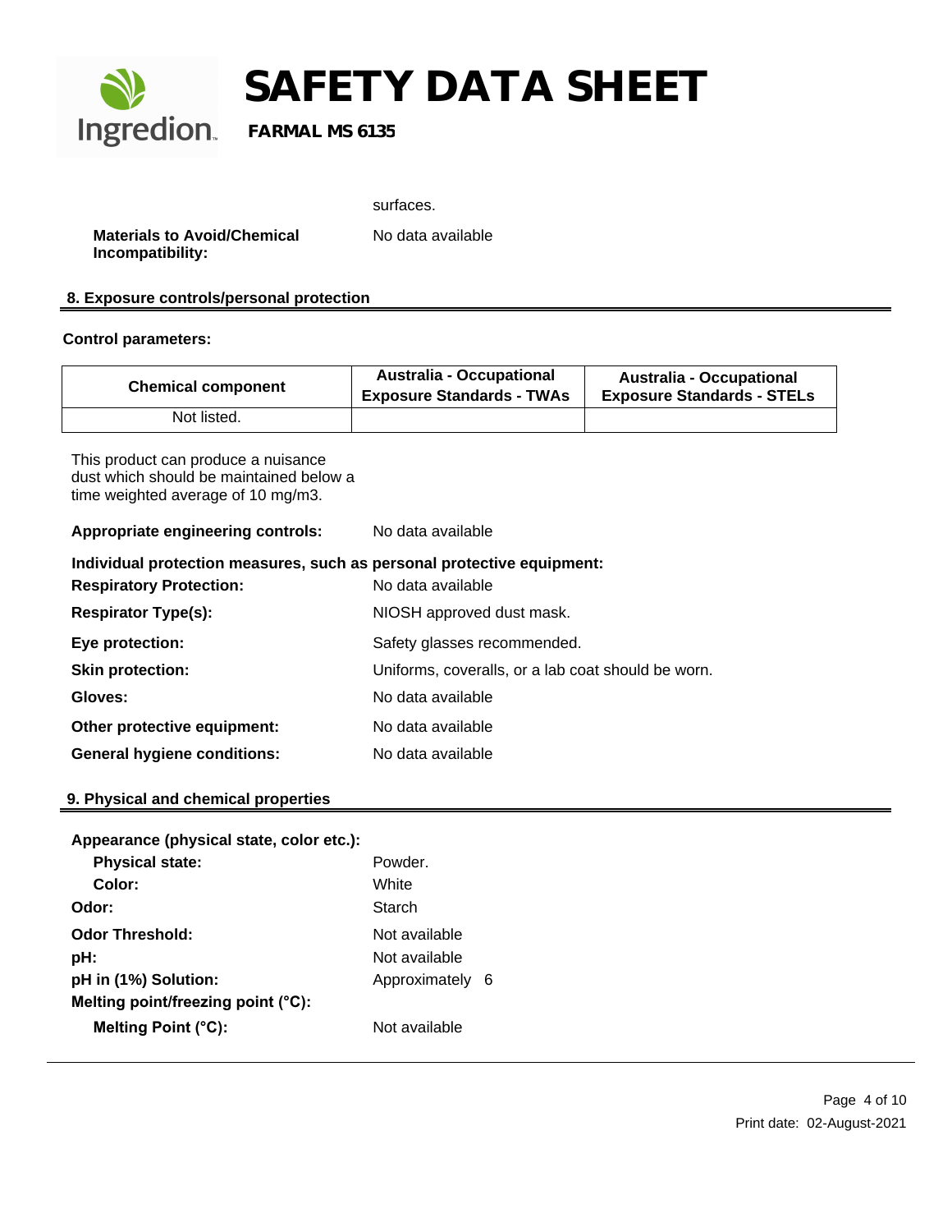surfaces.

**Materials to Avoid/Chemical Incompatibility:** No data available

## 8. Exposure controls/personal protection

**Control parameters:**

| Chemical component | Australia - Occupational Exposure Standards - TWAs | Australia - Occupational Exposure Standards - STELs |
|---|---|---|
| Not listed. | | |

This product can produce a nuisance dust which should be maintained below a time weighted average of 10 mg/m3.

**Appropriate engineering controls:** No data available

**Individual protection measures, such as personal protective equipment:**

**Respiratory Protection:** No data available

**Respirator Type(s):** NIOSH approved dust mask.

**Eye protection:** Safety glasses recommended.

**Skin protection:** Uniforms, coveralls, or a lab coat should be worn.

**Gloves:** No data available

**Other protective equipment:** No data available

**General hygiene conditions:** No data available

## 9. Physical and chemical properties

**Appearance (physical state, color etc.):**

- **Physical state:** Powder.
- **Color:** White

**Odor:** Starch

**Odor Threshold:** Not available

**pH:** Not available

**pH in (1%) Solution:** Approximately 6

**Melting point/freezing point (°C):**

- **Melting Point (°C):** Not available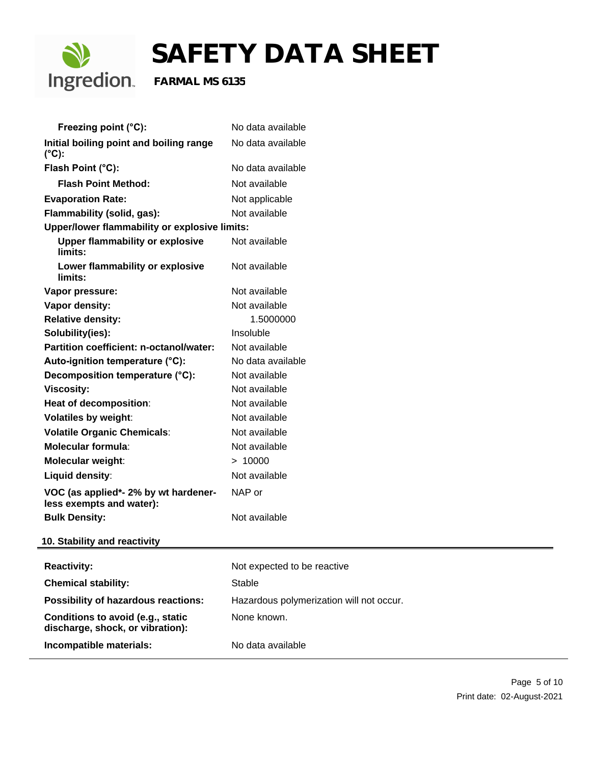| Property | Value |
|---|---|
| **Freezing point (°C):** | No data available |
| **Initial boiling point and boiling range (°C):** | No data available |
| **Flash Point (°C):** | No data available |
| **Flash Point Method:** | Not available |
| **Evaporation Rate:** | Not applicable |
| **Flammability (solid, gas):** | Not available |
| **Upper/lower flammability or explosive limits:** | |
| **Upper flammability or explosive limits:** | Not available |
| **Lower flammability or explosive limits:** | Not available |
| **Vapor pressure:** | Not available |
| **Vapor density:** | Not available |
| **Relative density:** | 1.5000000 |
| **Solubility(ies):** | Insoluble |
| **Partition coefficient: n-octanol/water:** | Not available |
| **Auto-ignition temperature (°C):** | No data available |
| **Decomposition temperature (°C):** | Not available |
| **Viscosity:** | Not available |
| **Heat of decomposition**: | Not available |
| **Volatiles by weight**: | Not available |
| **Volatile Organic Chemicals**: | Not available |
| **Molecular formula**: | Not available |
| **Molecular weight**: | > 10000 |
| **Liquid density**: | Not available |
| **VOC (as applied*- 2% by wt hardener-less exempts and water):** | NAP or |
| **Bulk Density:** | Not available |

## 10. Stability and reactivity

| Property | Value |
|---|---|
| **Reactivity:** | Not expected to be reactive |
| **Chemical stability:** | Stable |
| **Possibility of hazardous reactions:** | Hazardous polymerization will not occur. |
| **Conditions to avoid (e.g., static discharge, shock, or vibration):** | None known. |
| **Incompatible materials:** | No data available |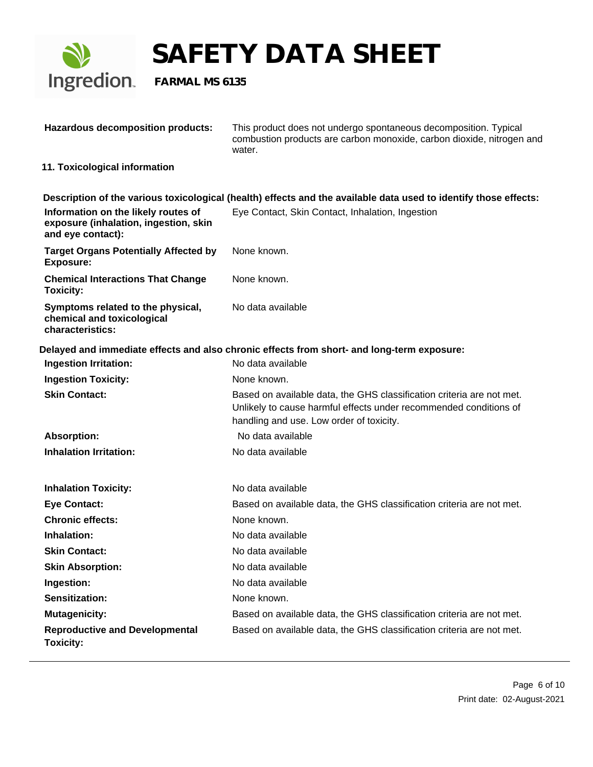| | |
|---|---|
| **Hazardous decomposition products:** | This product does not undergo spontaneous decomposition. Typical combustion products are carbon monoxide, carbon dioxide, nitrogen and water. |

## 11. Toxicological information

**Description of the various toxicological (health) effects and the available data used to identify those effects:**

| | |
|---|---|
| **Information on the likely routes of exposure (inhalation, ingestion, skin and eye contact):** | Eye Contact, Skin Contact, Inhalation, Ingestion |
| **Target Organs Potentially Affected by Exposure:** | None known. |
| **Chemical Interactions That Change Toxicity:** | None known. |
| **Symptoms related to the physical, chemical and toxicological characteristics:** | No data available |

**Delayed and immediate effects and also chronic effects from short- and long-term exposure:**

| | |
|---|---|
| **Ingestion Irritation:** | No data available |
| **Ingestion Toxicity:** | None known. |
| **Skin Contact:** | Based on available data, the GHS classification criteria are not met. Unlikely to cause harmful effects under recommended conditions of handling and use. Low order of toxicity. |
| **Absorption:** | No data available |
| **Inhalation Irritation:** | No data available |
| **Inhalation Toxicity:** | No data available |
| **Eye Contact:** | Based on available data, the GHS classification criteria are not met. |
| **Chronic effects:** | None known. |
| **Inhalation:** | No data available |
| **Skin Contact:** | No data available |
| **Skin Absorption:** | No data available |
| **Ingestion:** | No data available |
| **Sensitization:** | None known. |
| **Mutagenicity:** | Based on available data, the GHS classification criteria are not met. |
| **Reproductive and Developmental Toxicity:** | Based on available data, the GHS classification criteria are not met. |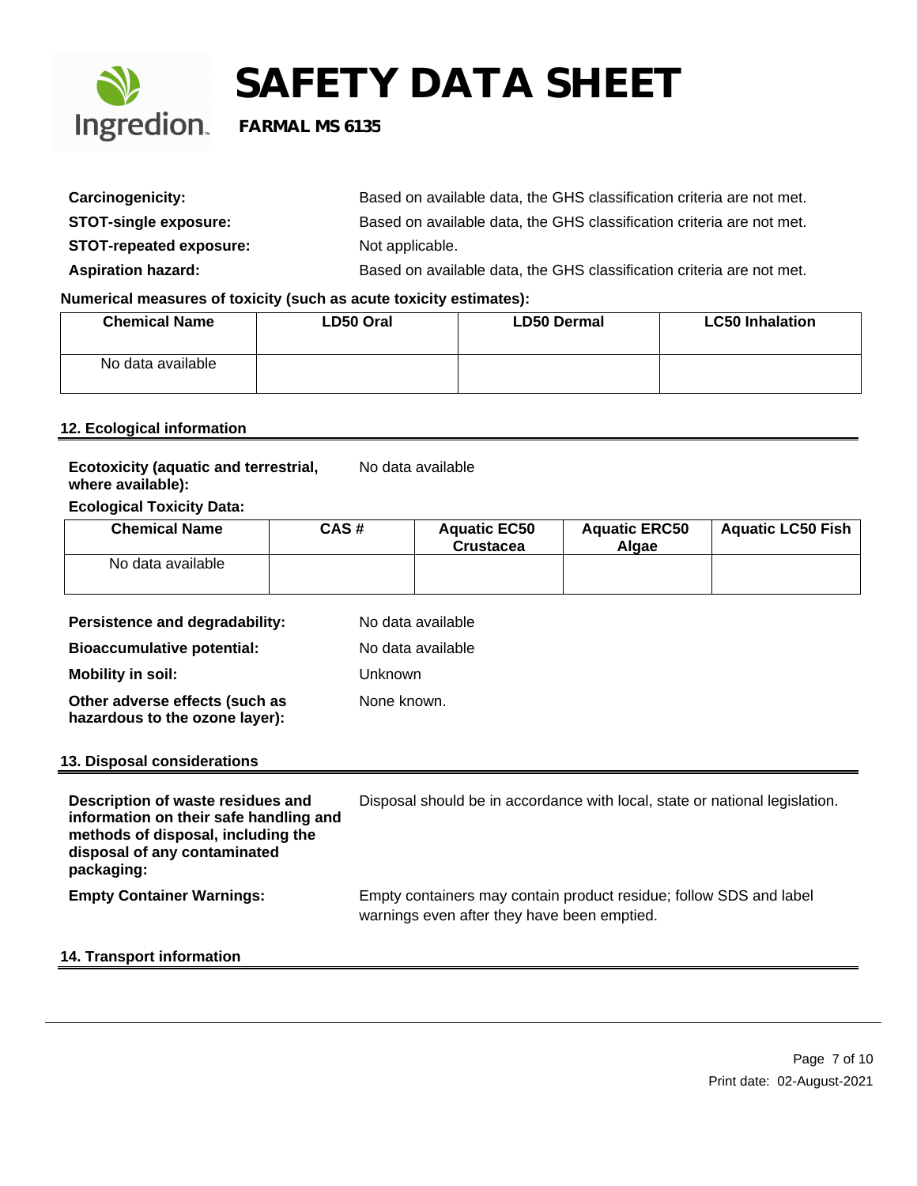| | |
|---|---|
| **Carcinogenicity:** | Based on available data, the GHS classification criteria are not met. |
| **STOT-single exposure:** | Based on available data, the GHS classification criteria are not met. |
| **STOT-repeated exposure:** | Not applicable. |
| **Aspiration hazard:** | Based on available data, the GHS classification criteria are not met. |

**Numerical measures of toxicity (such as acute toxicity estimates):**

| Chemical Name | LD50 Oral | LD50 Dermal | LC50 Inhalation |
|---|---|---|---|
| No data available | | | |

## 12. Ecological information

**Ecotoxicity (aquatic and terrestrial, where available):** No data available

**Ecological Toxicity Data:**

| Chemical Name | CAS # | Aquatic EC50 Crustacea | Aquatic ERC50 Algae | Aquatic LC50 Fish |
|---|---|---|---|---|
| No data available | | | | |

| | |
|---|---|
| **Persistence and degradability:** | No data available |
| **Bioaccumulative potential:** | No data available |
| **Mobility in soil:** | Unknown |
| **Other adverse effects (such as hazardous to the ozone layer):** | None known. |

## 13. Disposal considerations

| | |
|---|---|
| **Description of waste residues and information on their safe handling and methods of disposal, including the disposal of any contaminated packaging:** | Disposal should be in accordance with local, state or national legislation. |
| **Empty Container Warnings:** | Empty containers may contain product residue; follow SDS and label warnings even after they have been emptied. |

## 14. Transport information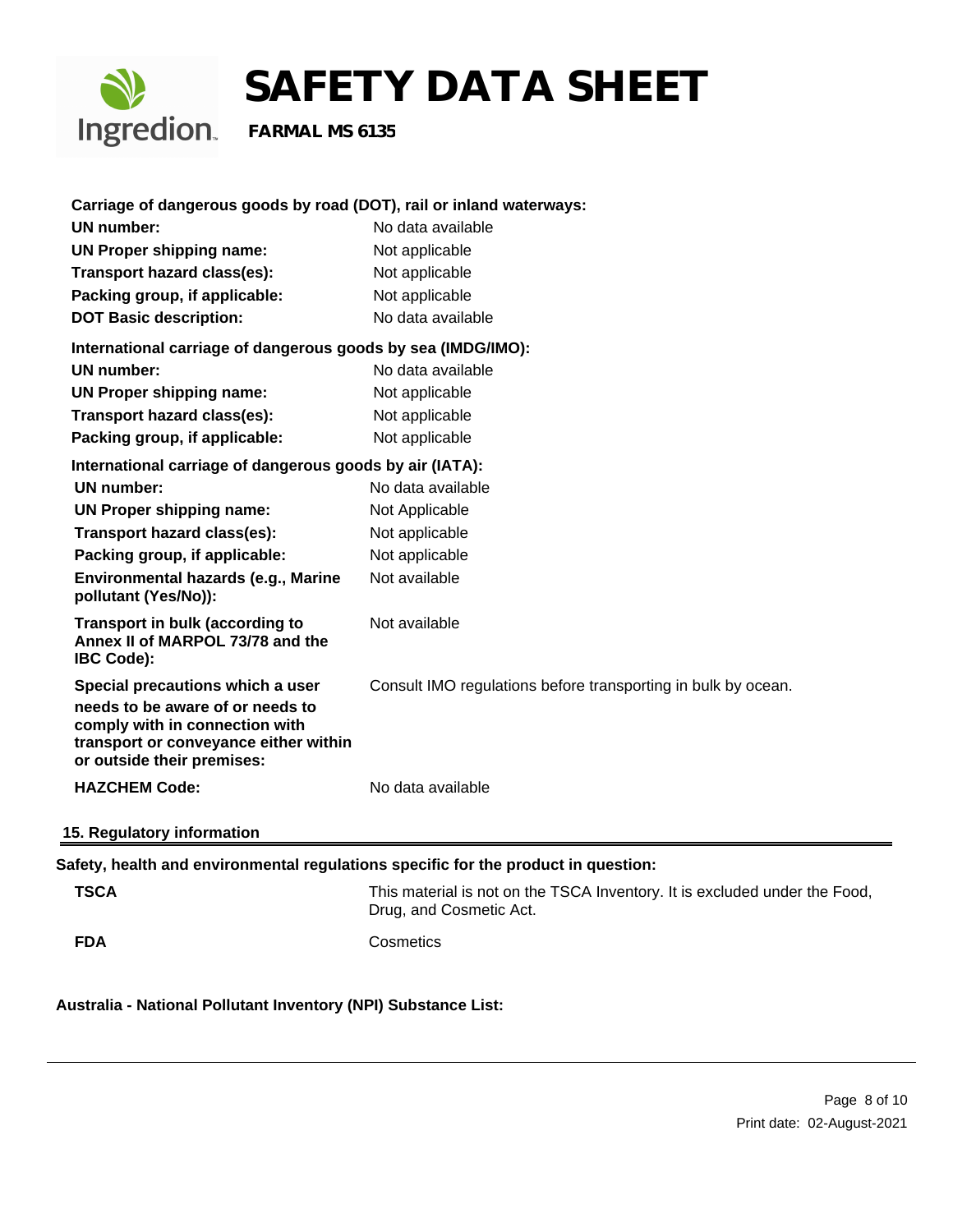**Carriage of dangerous goods by road (DOT), rail or inland waterways:**

| | |
|---|---|
| **UN number:** | No data available |
| **UN Proper shipping name:** | Not applicable |
| **Transport hazard class(es):** | Not applicable |
| **Packing group, if applicable:** | Not applicable |
| **DOT Basic description:** | No data available |

**International carriage of dangerous goods by sea (IMDG/IMO):**

| | |
|---|---|
| **UN number:** | No data available |
| **UN Proper shipping name:** | Not applicable |
| **Transport hazard class(es):** | Not applicable |
| **Packing group, if applicable:** | Not applicable |

**International carriage of dangerous goods by air (IATA):**

| | |
|---|---|
| **UN number:** | No data available |
| **UN Proper shipping name:** | Not Applicable |
| **Transport hazard class(es):** | Not applicable |
| **Packing group, if applicable:** | Not applicable |
| **Environmental hazards (e.g., Marine pollutant (Yes/No)):** | Not available |
| **Transport in bulk (according to Annex II of MARPOL 73/78 and the IBC Code):** | Not available |
| **Special precautions which a user needs to be aware of or needs to comply with in connection with transport or conveyance either within or outside their premises:** | Consult IMO regulations before transporting in bulk by ocean. |
| **HAZCHEM Code:** | No data available |

## 15. Regulatory information

**Safety, health and environmental regulations specific for the product in question:**

| | |
|---|---|
| **TSCA** | This material is not on the TSCA Inventory. It is excluded under the Food, Drug, and Cosmetic Act. |
| **FDA** | Cosmetics |

**Australia - National Pollutant Inventory (NPI) Substance List:**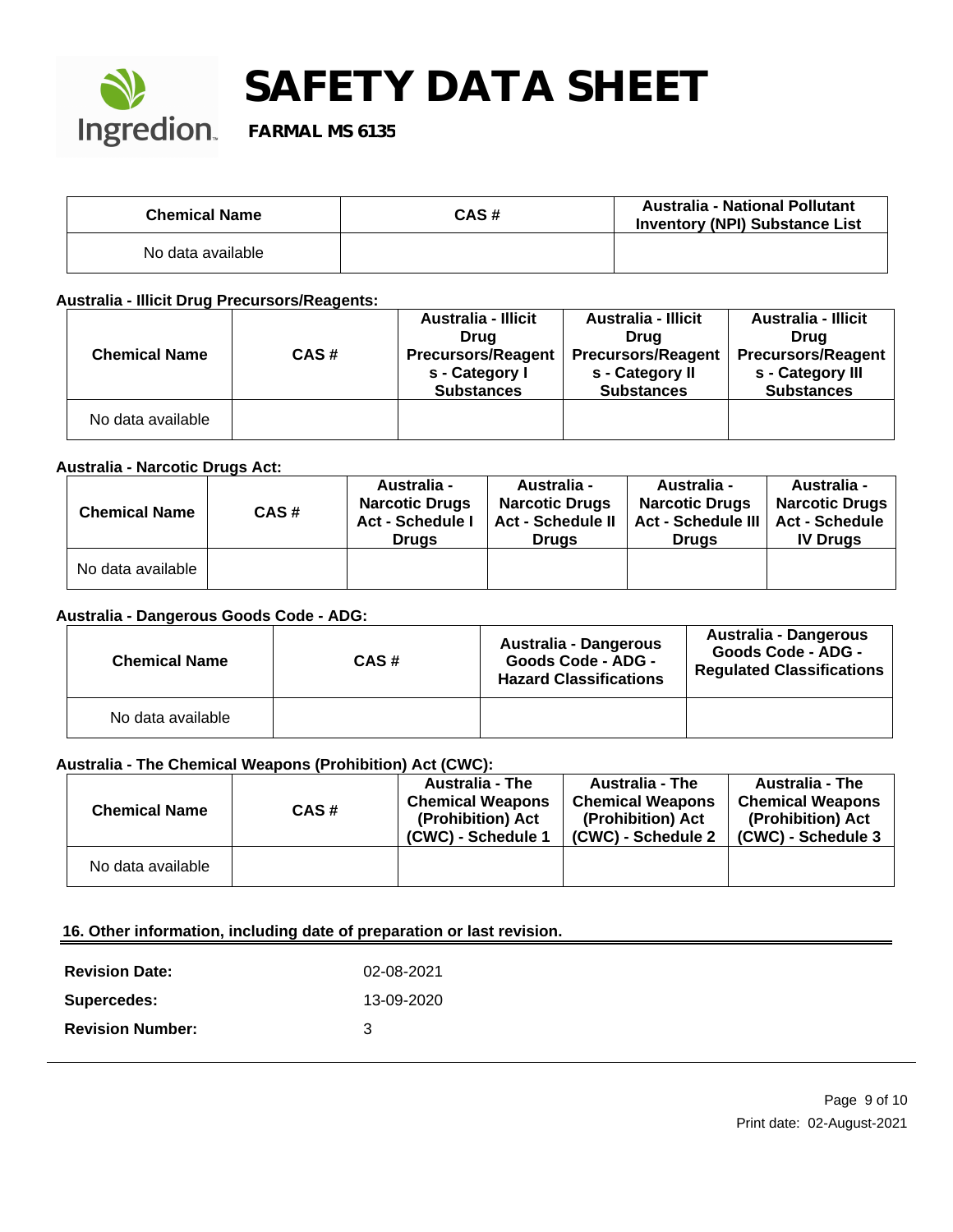| Chemical Name | CAS # | Australia - National Pollutant Inventory (NPI) Substance List |
|---|---|---|
| No data available | | |

**Australia - Illicit Drug Precursors/Reagents:**

| Chemical Name | CAS # | Australia - Illicit Drug Precursors/Reagents - Category I Substances | Australia - Illicit Drug Precursors/Reagents - Category II Substances | Australia - Illicit Drug Precursors/Reagents - Category III Substances |
|---|---|---|---|---|
| No data available | | | | |

**Australia - Narcotic Drugs Act:**

| Chemical Name | CAS # | Australia - Narcotic Drugs Act - Schedule I Drugs | Australia - Narcotic Drugs Act - Schedule II Drugs | Australia - Narcotic Drugs Act - Schedule III Drugs | Australia - Narcotic Drugs Act - Schedule IV Drugs |
|---|---|---|---|---|---|
| No data available | | | | | |

**Australia - Dangerous Goods Code - ADG:**

| Chemical Name | CAS # | Australia - Dangerous Goods Code - ADG - Hazard Classifications | Australia - Dangerous Goods Code - ADG - Regulated Classifications |
|---|---|---|---|
| No data available | | | |

**Australia - The Chemical Weapons (Prohibition) Act (CWC):**

| Chemical Name | CAS # | Australia - The Chemical Weapons (Prohibition) Act (CWC) - Schedule 1 | Australia - The Chemical Weapons (Prohibition) Act (CWC) - Schedule 2 | Australia - The Chemical Weapons (Prohibition) Act (CWC) - Schedule 3 |
|---|---|---|---|---|
| No data available | | | | |

## 16. Other information, including date of preparation or last revision.

**Revision Date:** 02-08-2021

**Supercedes:** 13-09-2020

**Revision Number:** 3

Print date: 02-August-2021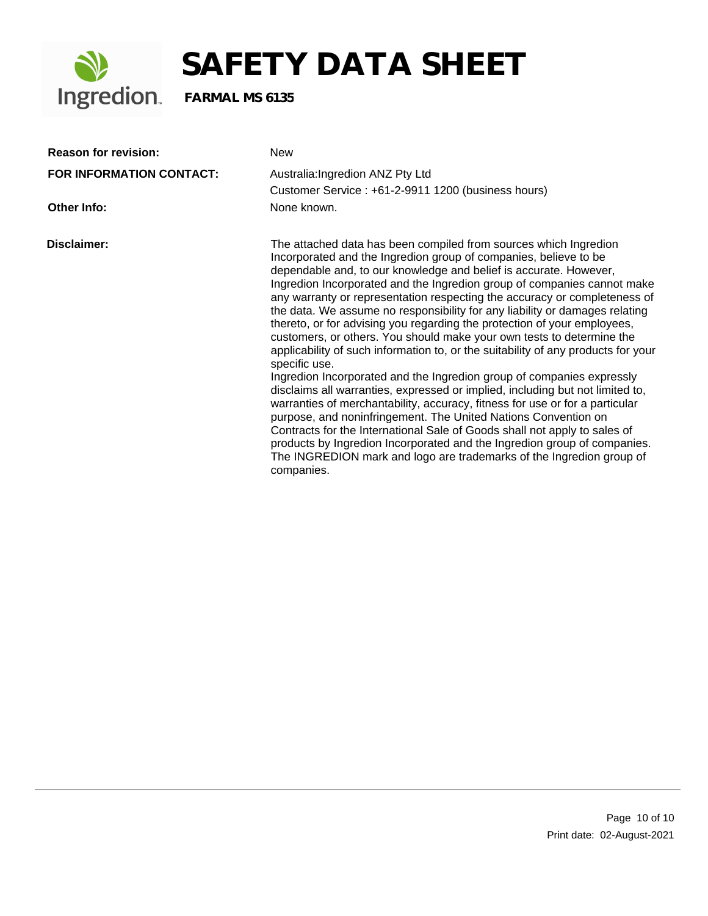# SAFETY DATA SHEET

**FARMAL MS 6135**

| | |
|---|---|
| **Reason for revision:** | New |
| **FOR INFORMATION CONTACT:** | Australia:Ingredion ANZ Pty Ltd<br>Customer Service : +61-2-9911 1200 (business hours) |
| **Other Info:** | None known. |
| **Disclaimer:** | The attached data has been compiled from sources which Ingredion Incorporated and the Ingredion group of companies, believe to be dependable and, to our knowledge and belief is accurate. However, Ingredion Incorporated and the Ingredion group of companies cannot make any warranty or representation respecting the accuracy or completeness of the data. We assume no responsibility for any liability or damages relating thereto, or for advising you regarding the protection of your employees, customers, or others. You should make your own tests to determine the applicability of such information to, or the suitability of any products for your specific use.<br>Ingredion Incorporated and the Ingredion group of companies expressly disclaims all warranties, expressed or implied, including but not limited to, warranties of merchantability, accuracy, fitness for use or for a particular purpose, and noninfringement. The United Nations Convention on Contracts for the International Sale of Goods shall not apply to sales of products by Ingredion Incorporated and the Ingredion group of companies. The INGREDION mark and logo are trademarks of the Ingredion group of companies. |

Print date: 02-August-2021